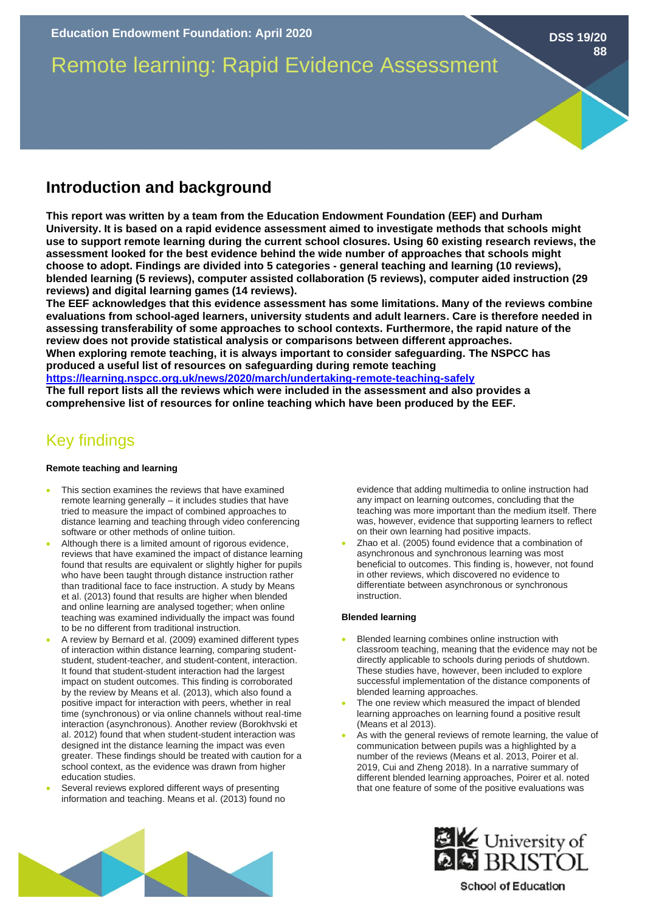Education Endowment Foundation: April 2020

DSS 19/20 88

# Remote learning: Rapid Evidence Assessment

## Introduction and background

**This report was written by a team from the Education Endowment Foundation (EEF) and Durham University. It is based on a rapid evidence assessment aimed to investigate methods that schools might use to support remote learning during the current school closures. Using 60 existing research reviews, the assessment looked for the best evidence behind the wide number of approaches that schools might choose to adopt. Findings are divided into 5 categories - general teaching and learning (10 reviews), blended learning (5 reviews), computer assisted collaboration (5 reviews), computer aided instruction (29 reviews) and digital learning games (14 reviews).**

**The EEF acknowledges that this evidence assessment has some limitations. Many of the reviews combine evaluations from school-aged learners, university students and adult learners. Care is therefore needed in assessing transferability of some approaches to school contexts. Furthermore, the rapid nature of the review does not provide statistical analysis or comparisons between different approaches.**

**When exploring remote teaching, it is always important to consider safeguarding. The NSPCC has produced a useful list of resources on safeguarding during remote teaching**
**https://learning.nspcc.org.uk/news/2020/march/undertaking-remote-teaching-safely**

**The full report lists all the reviews which were included in the assessment and also provides a comprehensive list of resources for online teaching which have been produced by the EEF.**

## Key findings

#### Remote teaching and learning

- This section examines the reviews that have examined remote learning generally – it includes studies that have tried to measure the impact of combined approaches to distance learning and teaching through video conferencing software or other methods of online tuition.
- Although there is a limited amount of rigorous evidence, reviews that have examined the impact of distance learning found that results are equivalent or slightly higher for pupils who have been taught through distance instruction rather than traditional face to face instruction. A study by Means et al. (2013) found that results are higher when blended and online learning are analysed together; when online teaching was examined individually the impact was found to be no different from traditional instruction.
- A review by Bernard et al. (2009) examined different types of interaction within distance learning, comparing student-student, student-teacher, and student-content, interaction. It found that student-student interaction had the largest impact on student outcomes. This finding is corroborated by the review by Means et al. (2013), which also found a positive impact for interaction with peers, whether in real time (synchronous) or via online channels without real-time interaction (asynchronous). Another review (Borokhvski et al. 2012) found that when student-student interaction was designed int the distance learning the impact was even greater. These findings should be treated with caution for a school context, as the evidence was drawn from higher education studies.
- Several reviews explored different ways of presenting information and teaching. Means et al. (2013) found no evidence that adding multimedia to online instruction had any impact on learning outcomes, concluding that the teaching was more important than the medium itself. There was, however, evidence that supporting learners to reflect on their own learning had positive impacts.
- Zhao et al. (2005) found evidence that a combination of asynchronous and synchronous learning was most beneficial to outcomes. This finding is, however, not found in other reviews, which discovered no evidence to differentiate between asynchronous or synchronous instruction.

#### Blended learning

- Blended learning combines online instruction with classroom teaching, meaning that the evidence may not be directly applicable to schools during periods of shutdown. These studies have, however, been included to explore successful implementation of the distance components of blended learning approaches.
- The one review which measured the impact of blended learning approaches on learning found a positive result (Means et al 2013).
- As with the general reviews of remote learning, the value of communication between pupils was a highlighted by a number of the reviews (Means et al. 2013, Poirer et al. 2019, Cui and Zheng 2018). In a narrative summary of different blended learning approaches, Poirer et al. noted that one feature of some of the positive evaluations was

University of BRISTOL
School of Education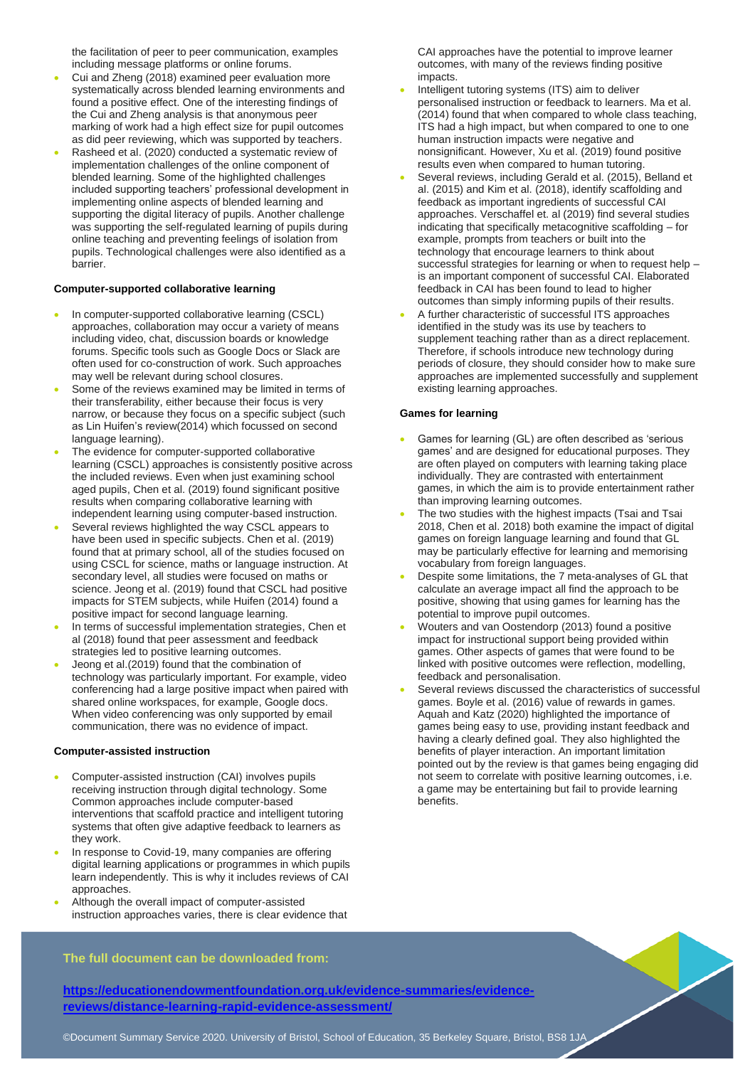the facilitation of peer to peer communication, examples including message platforms or online forums.

- Cui and Zheng (2018) examined peer evaluation more systematically across blended learning environments and found a positive effect. One of the interesting findings of the Cui and Zheng analysis is that anonymous peer marking of work had a high effect size for pupil outcomes as did peer reviewing, which was supported by teachers.
- Rasheed et al. (2020) conducted a systematic review of implementation challenges of the online component of blended learning. Some of the highlighted challenges included supporting teachers' professional development in implementing online aspects of blended learning and supporting the digital literacy of pupils. Another challenge was supporting the self-regulated learning of pupils during online teaching and preventing feelings of isolation from pupils. Technological challenges were also identified as a barrier.

**Computer-supported collaborative learning**

- In computer-supported collaborative learning (CSCL) approaches, collaboration may occur a variety of means including video, chat, discussion boards or knowledge forums. Specific tools such as Google Docs or Slack are often used for co-construction of work. Such approaches may well be relevant during school closures.
- Some of the reviews examined may be limited in terms of their transferability, either because their focus is very narrow, or because they focus on a specific subject (such as Lin Huifen's review(2014) which focussed on second language learning).
- The evidence for computer-supported collaborative learning (CSCL) approaches is consistently positive across the included reviews. Even when just examining school aged pupils, Chen et al. (2019) found significant positive results when comparing collaborative learning with independent learning using computer-based instruction.
- Several reviews highlighted the way CSCL appears to have been used in specific subjects. Chen et al. (2019) found that at primary school, all of the studies focused on using CSCL for science, maths or language instruction. At secondary level, all studies were focused on maths or science. Jeong et al. (2019) found that CSCL had positive impacts for STEM subjects, while Huifen (2014) found a positive impact for second language learning.
- In terms of successful implementation strategies, Chen et al (2018) found that peer assessment and feedback strategies led to positive learning outcomes.
- Jeong et al.(2019) found that the combination of technology was particularly important. For example, video conferencing had a large positive impact when paired with shared online workspaces, for example, Google docs. When video conferencing was only supported by email communication, there was no evidence of impact.

**Computer-assisted instruction**

- Computer-assisted instruction (CAI) involves pupils receiving instruction through digital technology. Some Common approaches include computer-based interventions that scaffold practice and intelligent tutoring systems that often give adaptive feedback to learners as they work.
- In response to Covid-19, many companies are offering digital learning applications or programmes in which pupils learn independently. This is why it includes reviews of CAI approaches.
- Although the overall impact of computer-assisted instruction approaches varies, there is clear evidence that CAI approaches have the potential to improve learner outcomes, with many of the reviews finding positive impacts.
- Intelligent tutoring systems (ITS) aim to deliver personalised instruction or feedback to learners. Ma et al. (2014) found that when compared to whole class teaching, ITS had a high impact, but when compared to one to one human instruction impacts were negative and nonsignificant. However, Xu et al. (2019) found positive results even when compared to human tutoring.
- Several reviews, including Gerald et al. (2015), Belland et al. (2015) and Kim et al. (2018), identify scaffolding and feedback as important ingredients of successful CAI approaches. Verschaffel et. al (2019) find several studies indicating that specifically metacognitive scaffolding – for example, prompts from teachers or built into the technology that encourage learners to think about successful strategies for learning or when to request help – is an important component of successful CAI. Elaborated feedback in CAI has been found to lead to higher outcomes than simply informing pupils of their results.
- A further characteristic of successful ITS approaches identified in the study was its use by teachers to supplement teaching rather than as a direct replacement. Therefore, if schools introduce new technology during periods of closure, they should consider how to make sure approaches are implemented successfully and supplement existing learning approaches.

**Games for learning**

- Games for learning (GL) are often described as 'serious games' and are designed for educational purposes. They are often played on computers with learning taking place individually. They are contrasted with entertainment games, in which the aim is to provide entertainment rather than improving learning outcomes.
- The two studies with the highest impacts (Tsai and Tsai 2018, Chen et al. 2018) both examine the impact of digital games on foreign language learning and found that GL may be particularly effective for learning and memorising vocabulary from foreign languages.
- Despite some limitations, the 7 meta-analyses of GL that calculate an average impact all find the approach to be positive, showing that using games for learning has the potential to improve pupil outcomes.
- Wouters and van Oostendorp (2013) found a positive impact for instructional support being provided within games. Other aspects of games that were found to be linked with positive outcomes were reflection, modelling, feedback and personalisation.
- Several reviews discussed the characteristics of successful games. Boyle et al. (2016) value of rewards in games. Aquah and Katz (2020) highlighted the importance of games being easy to use, providing instant feedback and having a clearly defined goal. They also highlighted the benefits of player interaction. An important limitation pointed out by the review is that games being engaging did not seem to correlate with positive learning outcomes, i.e. a game may be entertaining but fail to provide learning benefits.

**The full document can be downloaded from:**

https://educationendowmentfoundation.org.uk/evidence-summaries/evidence-reviews/distance-learning-rapid-evidence-assessment/

©Document Summary Service 2020. University of Bristol, School of Education, 35 Berkeley Square, Bristol, BS8 1JA